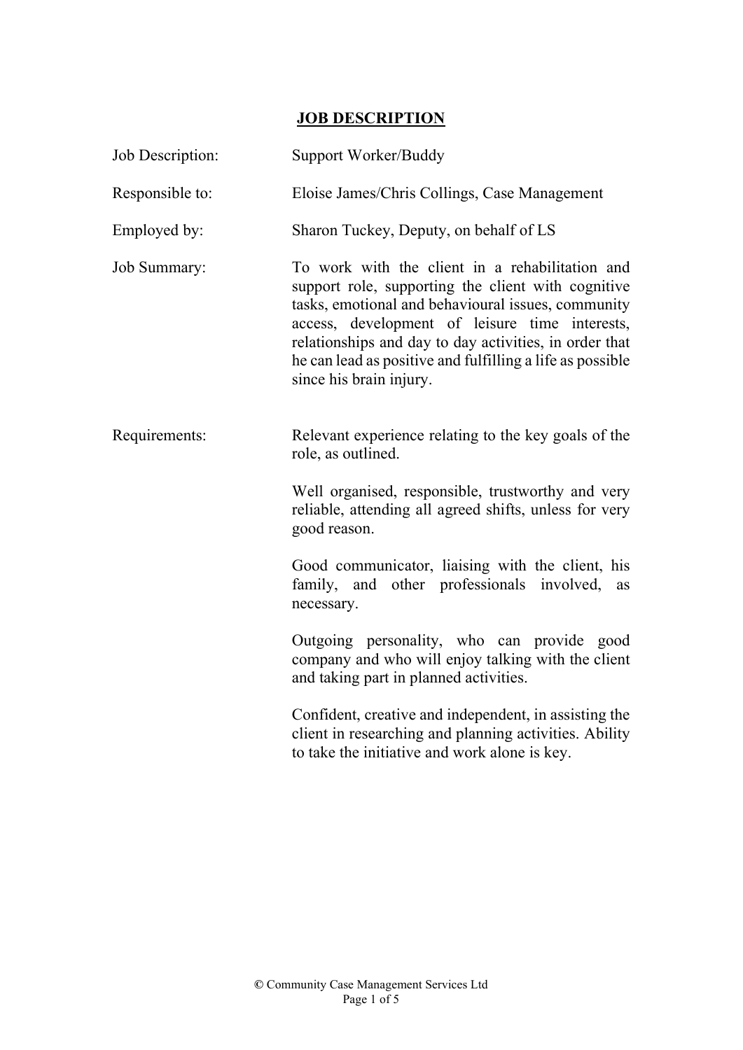# JOB DESCRIPTION

| | |
|---|---|
| Job Description: | Support Worker/Buddy |
| Responsible to: | Eloise James/Chris Collings, Case Management |
| Employed by: | Sharon Tuckey, Deputy, on behalf of LS |
| Job Summary: | To work with the client in a rehabilitation and support role, supporting the client with cognitive tasks, emotional and behavioural issues, community access, development of leisure time interests, relationships and day to day activities, in order that he can lead as positive and fulfilling a life as possible since his brain injury. |
| Requirements: | Relevant experience relating to the key goals of the role, as outlined.<br><br>Well organised, responsible, trustworthy and very reliable, attending all agreed shifts, unless for very good reason.<br><br>Good communicator, liaising with the client, his family, and other professionals involved, as necessary.<br><br>Outgoing personality, who can provide good company and who will enjoy talking with the client and taking part in planned activities.<br><br>Confident, creative and independent, in assisting the client in researching and planning activities. Ability to take the initiative and work alone is key. |

© Community Case Management Services Ltd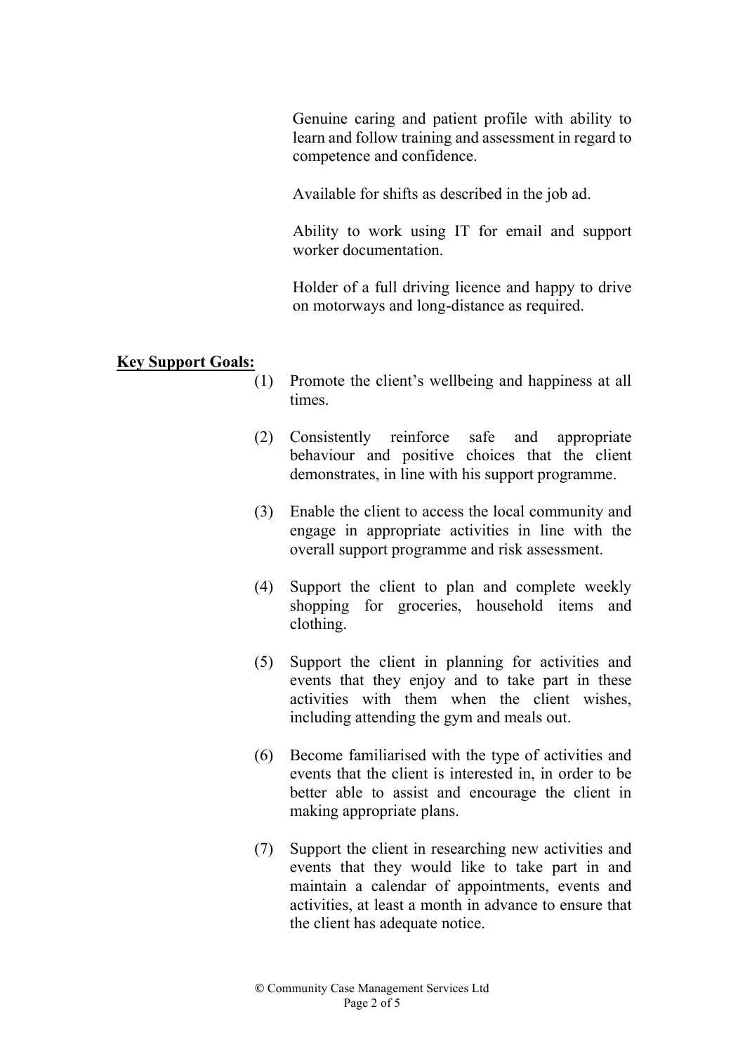Genuine caring and patient profile with ability to learn and follow training and assessment in regard to competence and confidence.

Available for shifts as described in the job ad.

Ability to work using IT for email and support worker documentation.

Holder of a full driving licence and happy to drive on motorways and long-distance as required.

**Key Support Goals:**

(1) Promote the client's wellbeing and happiness at all times.

(2) Consistently reinforce safe and appropriate behaviour and positive choices that the client demonstrates, in line with his support programme.

(3) Enable the client to access the local community and engage in appropriate activities in line with the overall support programme and risk assessment.

(4) Support the client to plan and complete weekly shopping for groceries, household items and clothing.

(5) Support the client in planning for activities and events that they enjoy and to take part in these activities with them when the client wishes, including attending the gym and meals out.

(6) Become familiarised with the type of activities and events that the client is interested in, in order to be better able to assist and encourage the client in making appropriate plans.

(7) Support the client in researching new activities and events that they would like to take part in and maintain a calendar of appointments, events and activities, at least a month in advance to ensure that the client has adequate notice.

© Community Case Management Services Ltd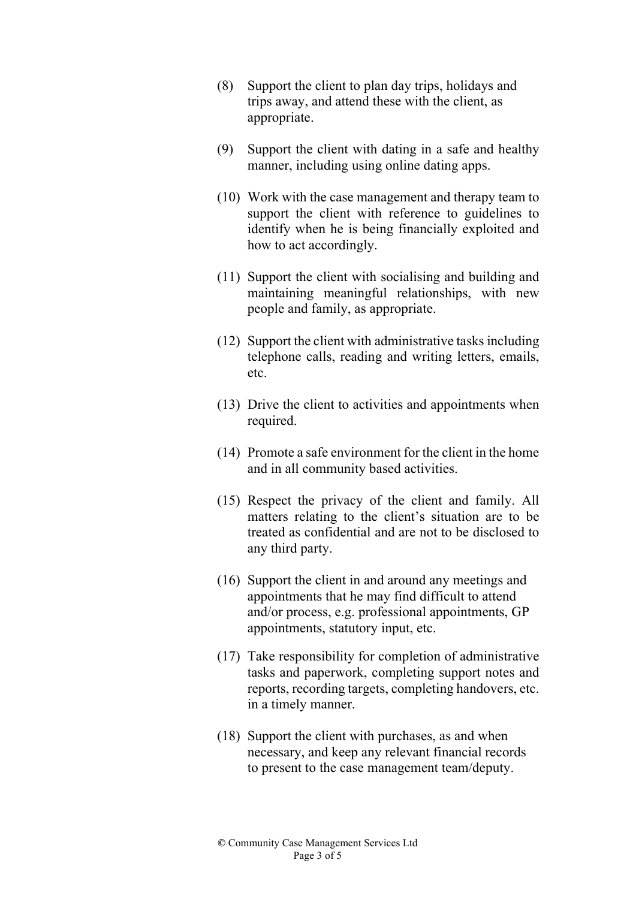(8) Support the client to plan day trips, holidays and trips away, and attend these with the client, as appropriate.

(9) Support the client with dating in a safe and healthy manner, including using online dating apps.

(10) Work with the case management and therapy team to support the client with reference to guidelines to identify when he is being financially exploited and how to act accordingly.

(11) Support the client with socialising and building and maintaining meaningful relationships, with new people and family, as appropriate.

(12) Support the client with administrative tasks including telephone calls, reading and writing letters, emails, etc.

(13) Drive the client to activities and appointments when required.

(14) Promote a safe environment for the client in the home and in all community based activities.

(15) Respect the privacy of the client and family. All matters relating to the client's situation are to be treated as confidential and are not to be disclosed to any third party.

(16) Support the client in and around any meetings and appointments that he may find difficult to attend and/or process, e.g. professional appointments, GP appointments, statutory input, etc.

(17) Take responsibility for completion of administrative tasks and paperwork, completing support notes and reports, recording targets, completing handovers, etc. in a timely manner.

(18) Support the client with purchases, as and when necessary, and keep any relevant financial records to present to the case management team/deputy.

© Community Case Management Services Ltd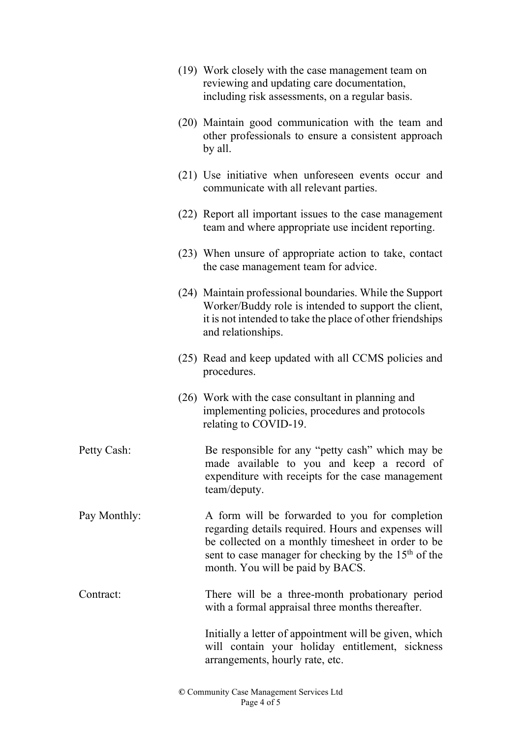(19) Work closely with the case management team on reviewing and updating care documentation, including risk assessments, on a regular basis.

(20) Maintain good communication with the team and other professionals to ensure a consistent approach by all.

(21) Use initiative when unforeseen events occur and communicate with all relevant parties.

(22) Report all important issues to the case management team and where appropriate use incident reporting.

(23) When unsure of appropriate action to take, contact the case management team for advice.

(24) Maintain professional boundaries. While the Support Worker/Buddy role is intended to support the client, it is not intended to take the place of other friendships and relationships.

(25) Read and keep updated with all CCMS policies and procedures.

(26) Work with the case consultant in planning and implementing policies, procedures and protocols relating to COVID-19.

**Petty Cash:** Be responsible for any "petty cash" which may be made available to you and keep a record of expenditure with receipts for the case management team/deputy.

**Pay Monthly:** A form will be forwarded to you for completion regarding details required. Hours and expenses will be collected on a monthly timesheet in order to be sent to case manager for checking by the 15th of the month. You will be paid by BACS.

**Contract:** There will be a three-month probationary period with a formal appraisal three months thereafter.

Initially a letter of appointment will be given, which will contain your holiday entitlement, sickness arrangements, hourly rate, etc.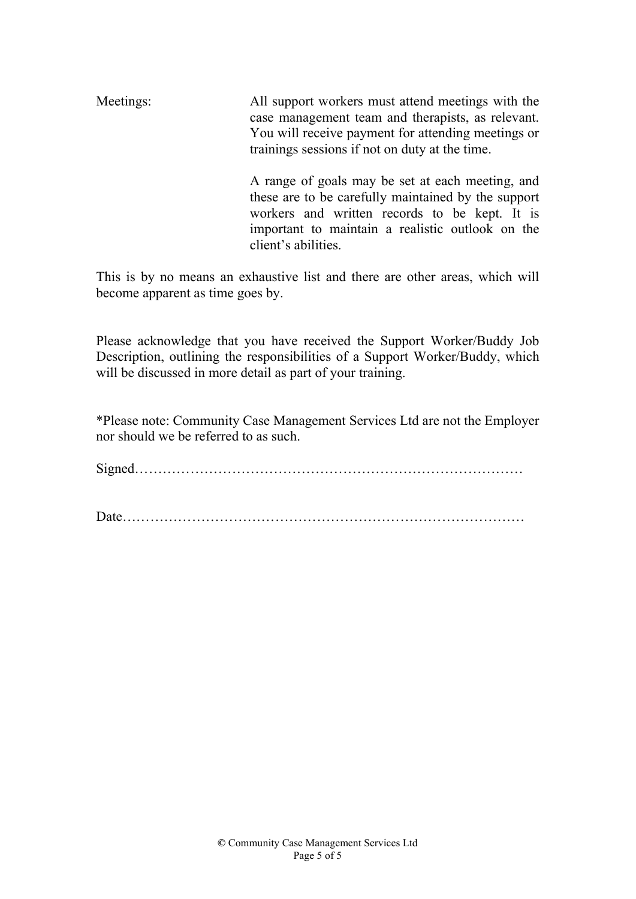Meetings: All support workers must attend meetings with the case management team and therapists, as relevant. You will receive payment for attending meetings or trainings sessions if not on duty at the time.

A range of goals may be set at each meeting, and these are to be carefully maintained by the support workers and written records to be kept. It is important to maintain a realistic outlook on the client's abilities.

This is by no means an exhaustive list and there are other areas, which will become apparent as time goes by.

Please acknowledge that you have received the Support Worker/Buddy Job Description, outlining the responsibilities of a Support Worker/Buddy, which will be discussed in more detail as part of your training.

*Please note: Community Case Management Services Ltd are not the Employer nor should we be referred to as such.

Signed…………………………………………………………………………

Date……………………………………………………………………………